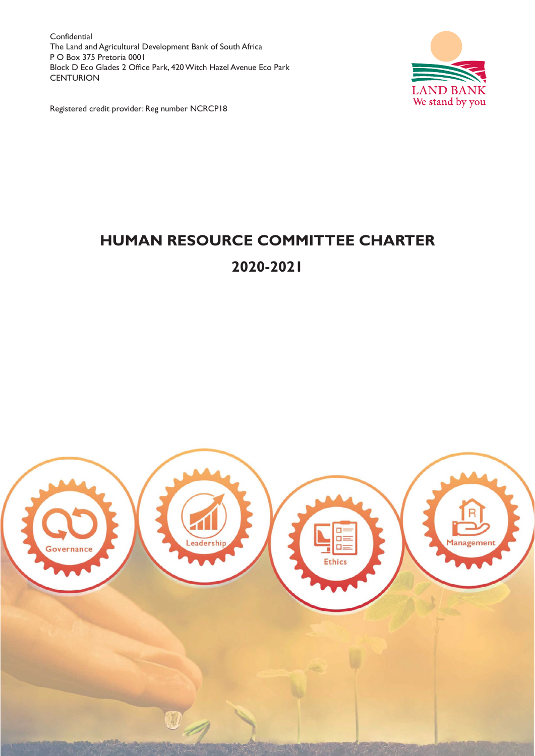Confidential
The Land and Agricultural Development Bank of South Africa
P O Box 375 Pretoria 0001
Block D Eco Glades 2 Office Park, 420 Witch Hazel Avenue Eco Park
CENTURION

Registered credit provider: Reg number NCRCP18

LAND BANK
We stand by you

# HUMAN RESOURCE COMMITTEE CHARTER

## 2020-2021

Governance

Leadership

Ethics

Management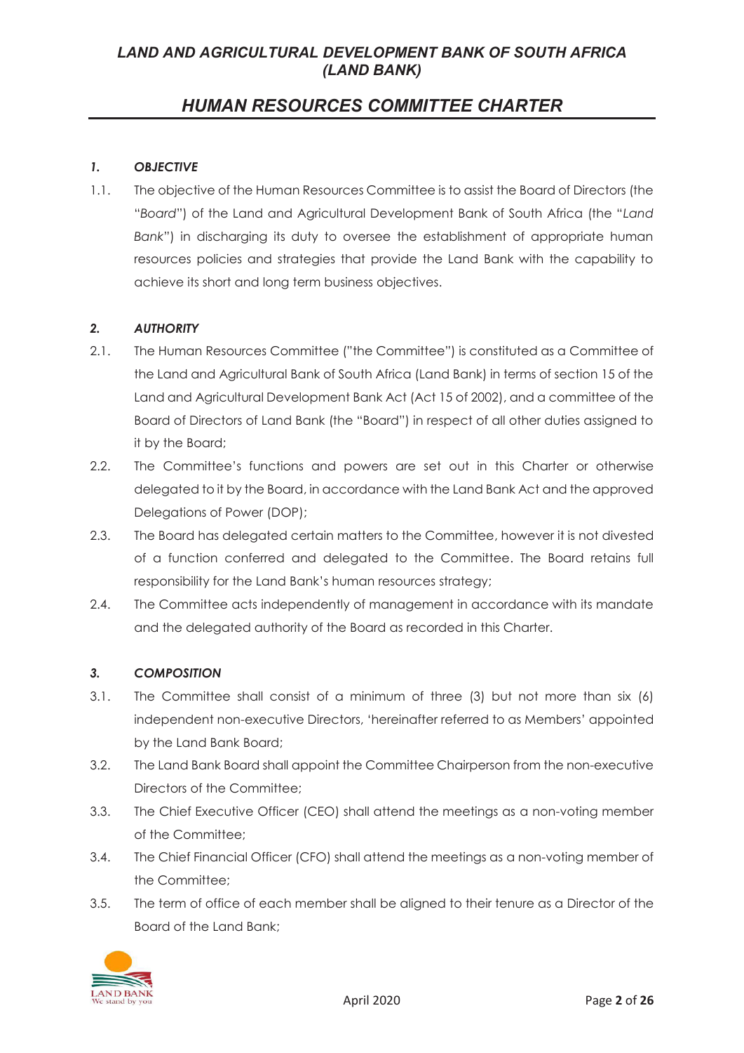# *LAND AND AGRICULTURAL DEVELOPMENT BANK OF SOUTH AFRICA (LAND BANK)*

## *HUMAN RESOURCES COMMITTEE CHARTER*

### *1. OBJECTIVE*

1.1. The objective of the Human Resources Committee is to assist the Board of Directors (the "*Board*") of the Land and Agricultural Development Bank of South Africa (the "*Land Bank*") in discharging its duty to oversee the establishment of appropriate human resources policies and strategies that provide the Land Bank with the capability to achieve its short and long term business objectives.

### *2. AUTHORITY*

2.1. The Human Resources Committee ("the Committee") is constituted as a Committee of the Land and Agricultural Bank of South Africa (Land Bank) in terms of section 15 of the Land and Agricultural Development Bank Act (Act 15 of 2002), and a committee of the Board of Directors of Land Bank (the "Board") in respect of all other duties assigned to it by the Board;

2.2. The Committee's functions and powers are set out in this Charter or otherwise delegated to it by the Board, in accordance with the Land Bank Act and the approved Delegations of Power (DOP);

2.3. The Board has delegated certain matters to the Committee, however it is not divested of a function conferred and delegated to the Committee. The Board retains full responsibility for the Land Bank's human resources strategy;

2.4. The Committee acts independently of management in accordance with its mandate and the delegated authority of the Board as recorded in this Charter.

### *3. COMPOSITION*

3.1. The Committee shall consist of a minimum of three (3) but not more than six (6) independent non-executive Directors, 'hereinafter referred to as Members' appointed by the Land Bank Board;

3.2. The Land Bank Board shall appoint the Committee Chairperson from the non-executive Directors of the Committee;

3.3. The Chief Executive Officer (CEO) shall attend the meetings as a non-voting member of the Committee;

3.4. The Chief Financial Officer (CFO) shall attend the meetings as a non-voting member of the Committee;

3.5. The term of office of each member shall be aligned to their tenure as a Director of the Board of the Land Bank;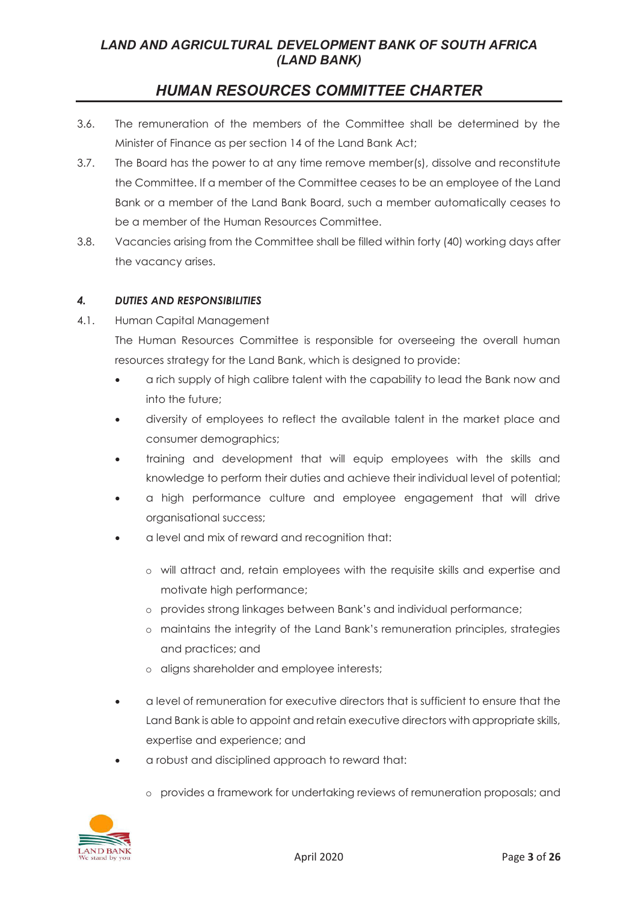3.6. The remuneration of the members of the Committee shall be determined by the Minister of Finance as per section 14 of the Land Bank Act;

3.7. The Board has the power to at any time remove member(s), dissolve and reconstitute the Committee. If a member of the Committee ceases to be an employee of the Land Bank or a member of the Land Bank Board, such a member automatically ceases to be a member of the Human Resources Committee.

3.8. Vacancies arising from the Committee shall be filled within forty (40) working days after the vacancy arises.

### *4. DUTIES AND RESPONSIBILITIES*

4.1. Human Capital Management

The Human Resources Committee is responsible for overseeing the overall human resources strategy for the Land Bank, which is designed to provide:

- a rich supply of high calibre talent with the capability to lead the Bank now and into the future;
- diversity of employees to reflect the available talent in the market place and consumer demographics;
- training and development that will equip employees with the skills and knowledge to perform their duties and achieve their individual level of potential;
- a high performance culture and employee engagement that will drive organisational success;
- a level and mix of reward and recognition that:
    - will attract and, retain employees with the requisite skills and expertise and motivate high performance;
    - provides strong linkages between Bank's and individual performance;
    - maintains the integrity of the Land Bank's remuneration principles, strategies and practices; and
    - aligns shareholder and employee interests;
- a level of remuneration for executive directors that is sufficient to ensure that the Land Bank is able to appoint and retain executive directors with appropriate skills, expertise and experience; and
- a robust and disciplined approach to reward that:
    - provides a framework for undertaking reviews of remuneration proposals; and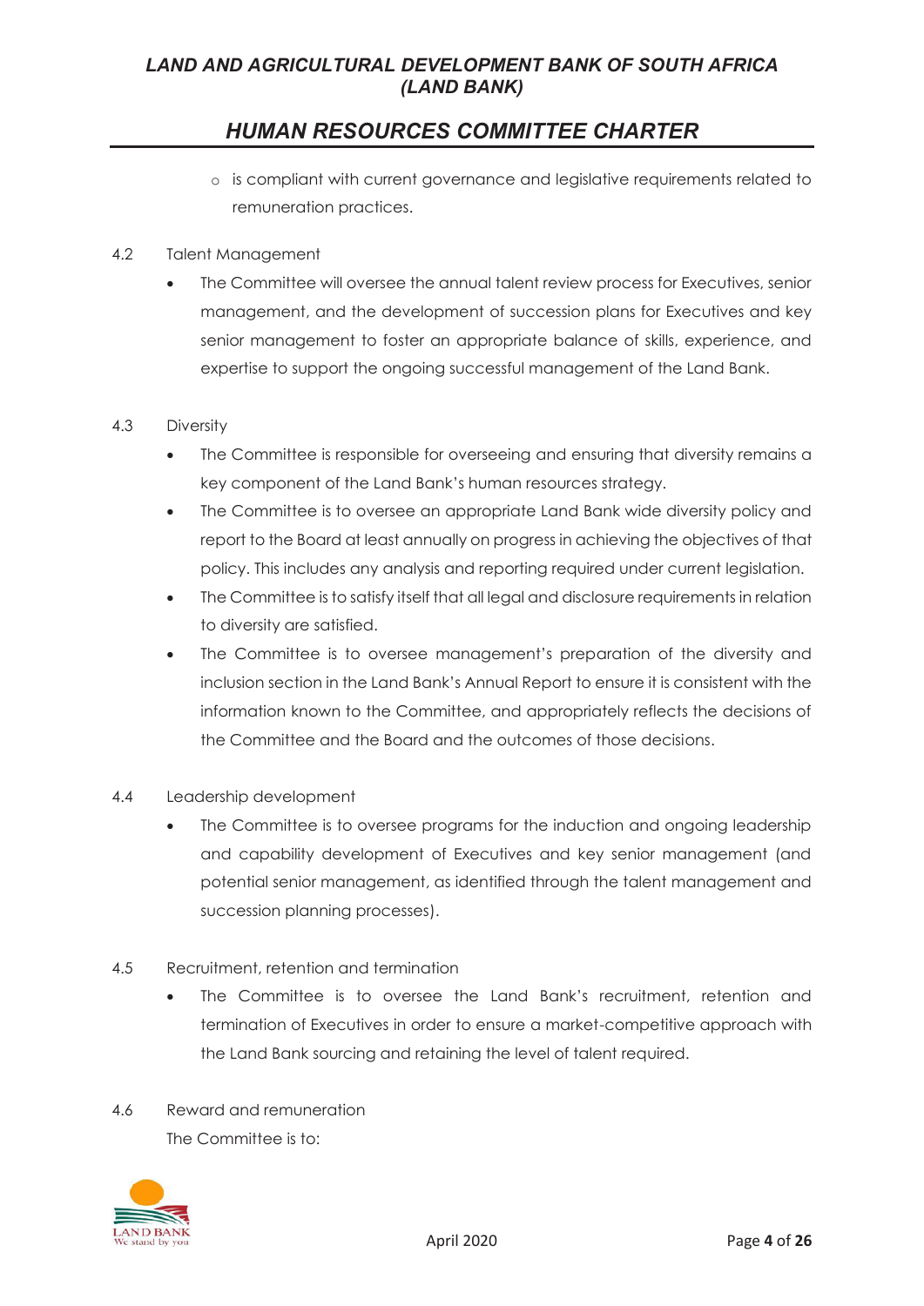- is compliant with current governance and legislative requirements related to remuneration practices.

4.2 Talent Management

- The Committee will oversee the annual talent review process for Executives, senior management, and the development of succession plans for Executives and key senior management to foster an appropriate balance of skills, experience, and expertise to support the ongoing successful management of the Land Bank.

4.3 Diversity

- The Committee is responsible for overseeing and ensuring that diversity remains a key component of the Land Bank's human resources strategy.
- The Committee is to oversee an appropriate Land Bank wide diversity policy and report to the Board at least annually on progress in achieving the objectives of that policy. This includes any analysis and reporting required under current legislation.
- The Committee is to satisfy itself that all legal and disclosure requirements in relation to diversity are satisfied.
- The Committee is to oversee management's preparation of the diversity and inclusion section in the Land Bank's Annual Report to ensure it is consistent with the information known to the Committee, and appropriately reflects the decisions of the Committee and the Board and the outcomes of those decisions.

4.4 Leadership development

- The Committee is to oversee programs for the induction and ongoing leadership and capability development of Executives and key senior management (and potential senior management, as identified through the talent management and succession planning processes).

4.5 Recruitment, retention and termination

- The Committee is to oversee the Land Bank's recruitment, retention and termination of Executives in order to ensure a market-competitive approach with the Land Bank sourcing and retaining the level of talent required.

4.6 Reward and remuneration

The Committee is to: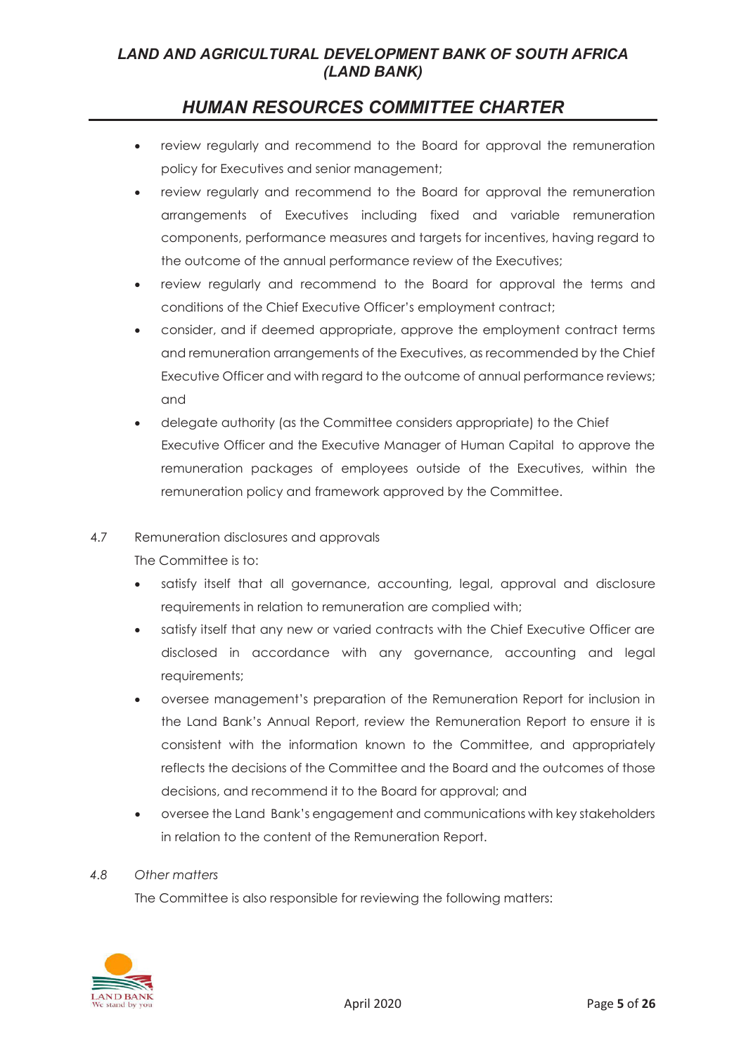- review regularly and recommend to the Board for approval the remuneration policy for Executives and senior management;
- review regularly and recommend to the Board for approval the remuneration arrangements of Executives including fixed and variable remuneration components, performance measures and targets for incentives, having regard to the outcome of the annual performance review of the Executives;
- review regularly and recommend to the Board for approval the terms and conditions of the Chief Executive Officer's employment contract;
- consider, and if deemed appropriate, approve the employment contract terms and remuneration arrangements of the Executives, as recommended by the Chief Executive Officer and with regard to the outcome of annual performance reviews; and
- delegate authority (as the Committee considers appropriate) to the Chief Executive Officer and the Executive Manager of Human Capital to approve the remuneration packages of employees outside of the Executives, within the remuneration policy and framework approved by the Committee.

4.7 Remuneration disclosures and approvals

The Committee is to:

- satisfy itself that all governance, accounting, legal, approval and disclosure requirements in relation to remuneration are complied with;
- satisfy itself that any new or varied contracts with the Chief Executive Officer are disclosed in accordance with any governance, accounting and legal requirements;
- oversee management's preparation of the Remuneration Report for inclusion in the Land Bank's Annual Report, review the Remuneration Report to ensure it is consistent with the information known to the Committee, and appropriately reflects the decisions of the Committee and the Board and the outcomes of those decisions, and recommend it to the Board for approval; and
- oversee the Land Bank's engagement and communications with key stakeholders in relation to the content of the Remuneration Report.

*4.8 Other matters*

The Committee is also responsible for reviewing the following matters: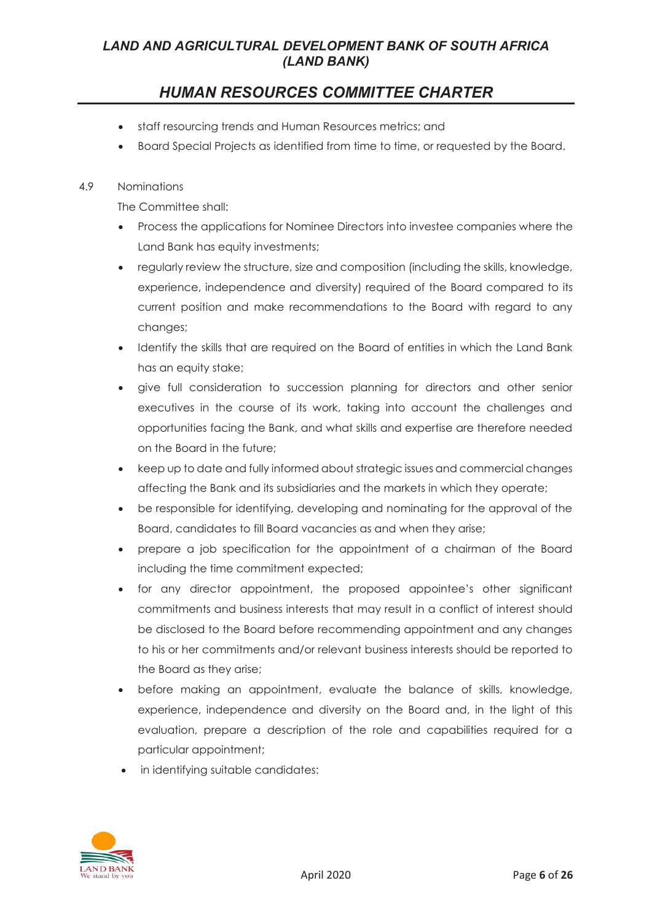- staff resourcing trends and Human Resources metrics; and
- Board Special Projects as identified from time to time, or requested by the Board.

4.9 Nominations

The Committee shall:

- Process the applications for Nominee Directors into investee companies where the Land Bank has equity investments;
- regularly review the structure, size and composition (including the skills, knowledge, experience, independence and diversity) required of the Board compared to its current position and make recommendations to the Board with regard to any changes;
- Identify the skills that are required on the Board of entities in which the Land Bank has an equity stake;
- give full consideration to succession planning for directors and other senior executives in the course of its work, taking into account the challenges and opportunities facing the Bank, and what skills and expertise are therefore needed on the Board in the future;
- keep up to date and fully informed about strategic issues and commercial changes affecting the Bank and its subsidiaries and the markets in which they operate;
- be responsible for identifying, developing and nominating for the approval of the Board, candidates to fill Board vacancies as and when they arise;
- prepare a job specification for the appointment of a chairman of the Board including the time commitment expected;
- for any director appointment, the proposed appointee's other significant commitments and business interests that may result in a conflict of interest should be disclosed to the Board before recommending appointment and any changes to his or her commitments and/or relevant business interests should be reported to the Board as they arise;
- before making an appointment, evaluate the balance of skills, knowledge, experience, independence and diversity on the Board and, in the light of this evaluation, prepare a description of the role and capabilities required for a particular appointment;
- in identifying suitable candidates: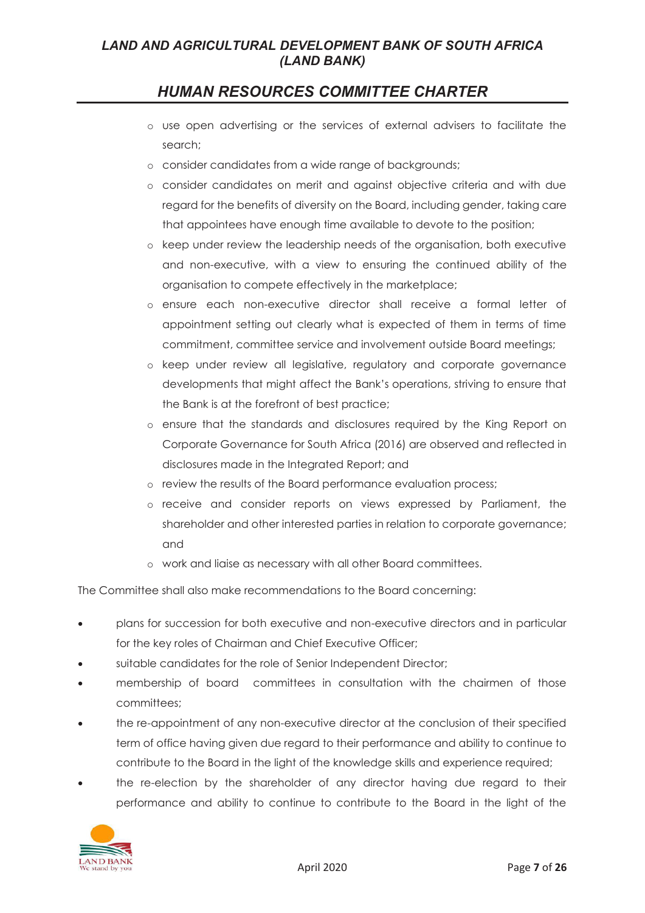- use open advertising or the services of external advisers to facilitate the search;
- consider candidates from a wide range of backgrounds;
- consider candidates on merit and against objective criteria and with due regard for the benefits of diversity on the Board, including gender, taking care that appointees have enough time available to devote to the position;
- keep under review the leadership needs of the organisation, both executive and non-executive, with a view to ensuring the continued ability of the organisation to compete effectively in the marketplace;
- ensure each non-executive director shall receive a formal letter of appointment setting out clearly what is expected of them in terms of time commitment, committee service and involvement outside Board meetings;
- keep under review all legislative, regulatory and corporate governance developments that might affect the Bank's operations, striving to ensure that the Bank is at the forefront of best practice;
- ensure that the standards and disclosures required by the King Report on Corporate Governance for South Africa (2016) are observed and reflected in disclosures made in the Integrated Report; and
- review the results of the Board performance evaluation process;
- receive and consider reports on views expressed by Parliament, the shareholder and other interested parties in relation to corporate governance; and
- work and liaise as necessary with all other Board committees.

The Committee shall also make recommendations to the Board concerning:

- plans for succession for both executive and non-executive directors and in particular for the key roles of Chairman and Chief Executive Officer;
- suitable candidates for the role of Senior Independent Director;
- membership of board committees in consultation with the chairmen of those committees;
- the re-appointment of any non-executive director at the conclusion of their specified term of office having given due regard to their performance and ability to continue to contribute to the Board in the light of the knowledge skills and experience required;
- the re-election by the shareholder of any director having due regard to their performance and ability to continue to contribute to the Board in the light of the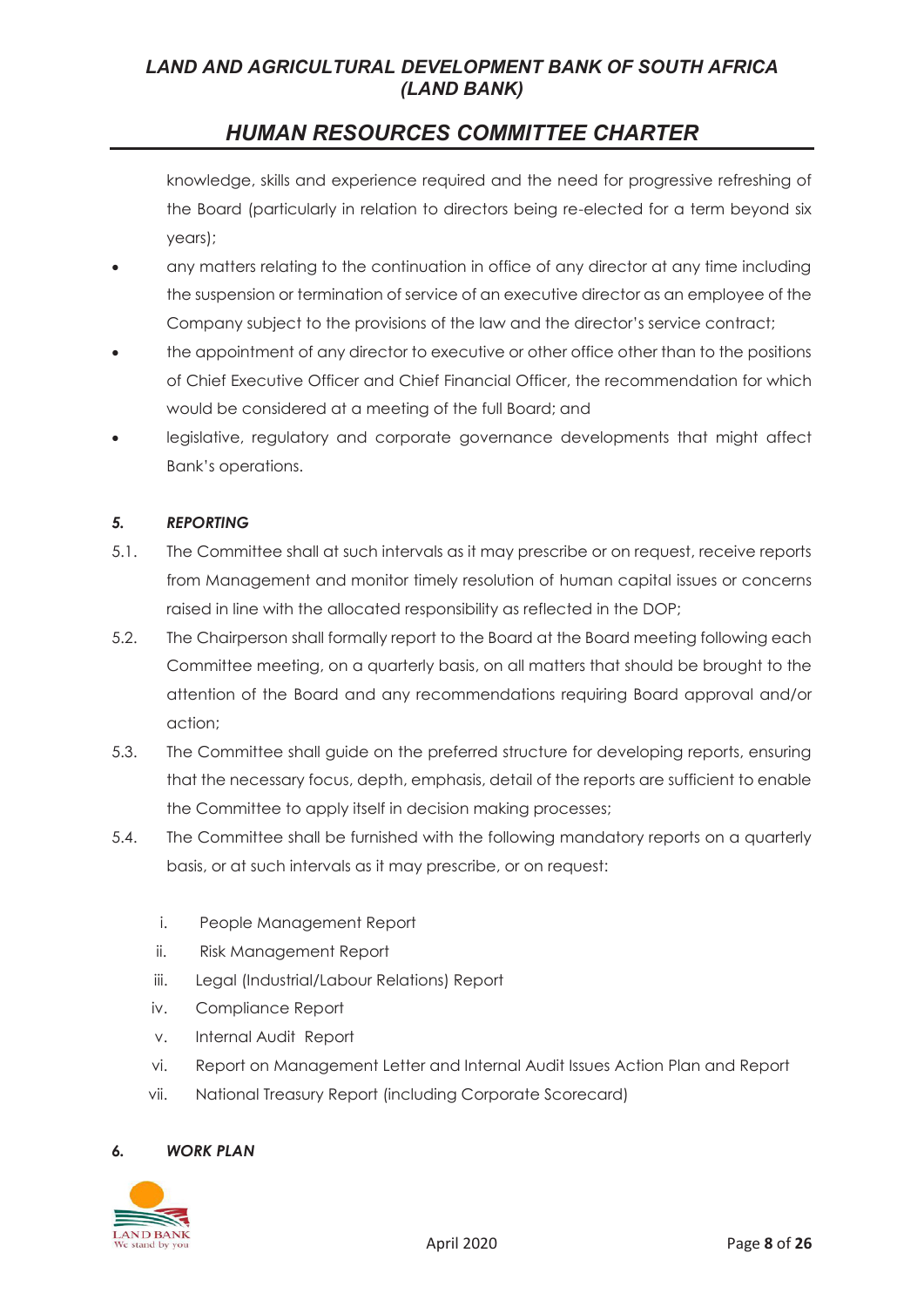knowledge, skills and experience required and the need for progressive refreshing of the Board (particularly in relation to directors being re-elected for a term beyond six years);

- any matters relating to the continuation in office of any director at any time including the suspension or termination of service of an executive director as an employee of the Company subject to the provisions of the law and the director's service contract;
- the appointment of any director to executive or other office other than to the positions of Chief Executive Officer and Chief Financial Officer, the recommendation for which would be considered at a meeting of the full Board; and
- legislative, regulatory and corporate governance developments that might affect Bank's operations.

### *5. REPORTING*

5.1. The Committee shall at such intervals as it may prescribe or on request, receive reports from Management and monitor timely resolution of human capital issues or concerns raised in line with the allocated responsibility as reflected in the DOP;

5.2. The Chairperson shall formally report to the Board at the Board meeting following each Committee meeting, on a quarterly basis, on all matters that should be brought to the attention of the Board and any recommendations requiring Board approval and/or action;

5.3. The Committee shall guide on the preferred structure for developing reports, ensuring that the necessary focus, depth, emphasis, detail of the reports are sufficient to enable the Committee to apply itself in decision making processes;

5.4. The Committee shall be furnished with the following mandatory reports on a quarterly basis, or at such intervals as it may prescribe, or on request:

i. People Management Report
ii. Risk Management Report
iii. Legal (Industrial/Labour Relations) Report
iv. Compliance Report
v. Internal Audit Report
vi. Report on Management Letter and Internal Audit Issues Action Plan and Report
vii. National Treasury Report (including Corporate Scorecard)

### *6. WORK PLAN*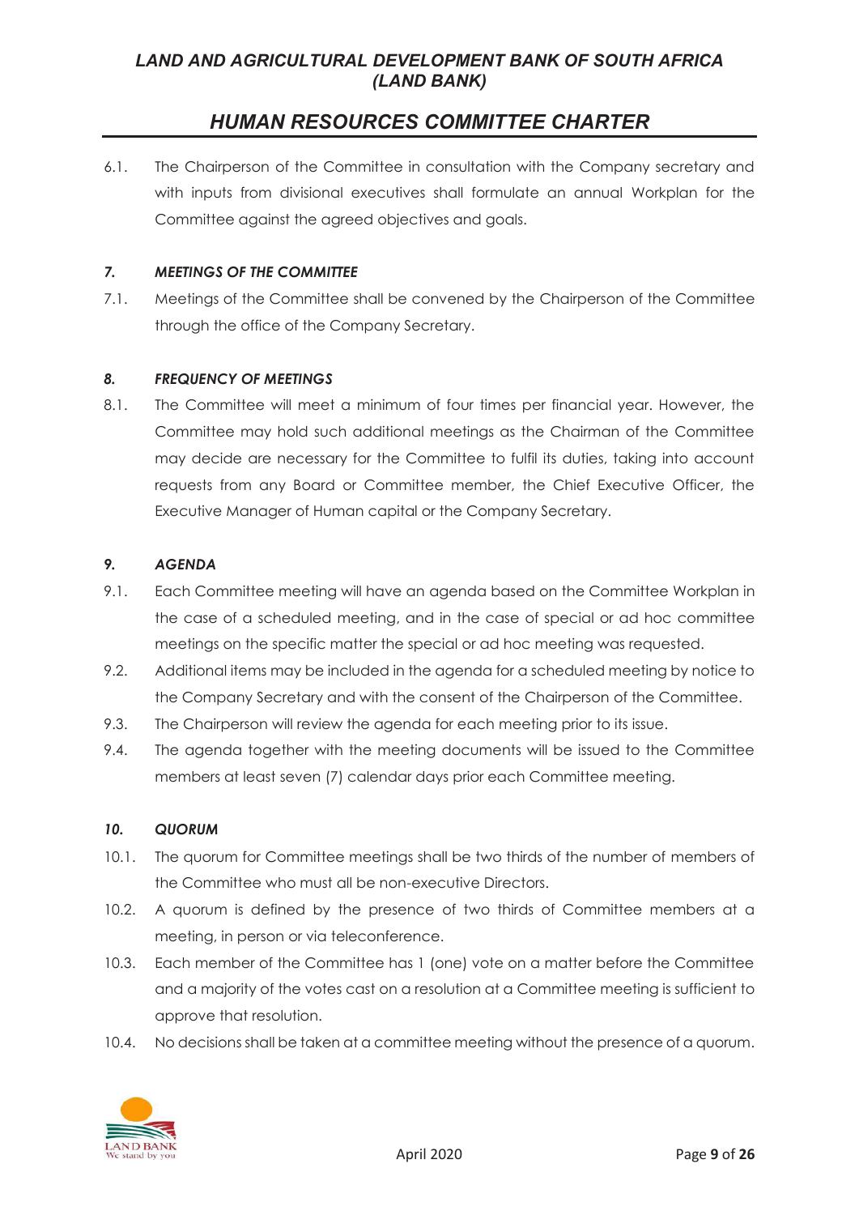6.1. The Chairperson of the Committee in consultation with the Company secretary and with inputs from divisional executives shall formulate an annual Workplan for the Committee against the agreed objectives and goals.

### *7. MEETINGS OF THE COMMITTEE*

7.1. Meetings of the Committee shall be convened by the Chairperson of the Committee through the office of the Company Secretary.

### *8. FREQUENCY OF MEETINGS*

8.1. The Committee will meet a minimum of four times per financial year. However, the Committee may hold such additional meetings as the Chairman of the Committee may decide are necessary for the Committee to fulfil its duties, taking into account requests from any Board or Committee member, the Chief Executive Officer, the Executive Manager of Human capital or the Company Secretary.

### *9. AGENDA*

9.1. Each Committee meeting will have an agenda based on the Committee Workplan in the case of a scheduled meeting, and in the case of special or ad hoc committee meetings on the specific matter the special or ad hoc meeting was requested.

9.2. Additional items may be included in the agenda for a scheduled meeting by notice to the Company Secretary and with the consent of the Chairperson of the Committee.

9.3. The Chairperson will review the agenda for each meeting prior to its issue.

9.4. The agenda together with the meeting documents will be issued to the Committee members at least seven (7) calendar days prior each Committee meeting.

### *10. QUORUM*

10.1. The quorum for Committee meetings shall be two thirds of the number of members of the Committee who must all be non-executive Directors.

10.2. A quorum is defined by the presence of two thirds of Committee members at a meeting, in person or via teleconference.

10.3. Each member of the Committee has 1 (one) vote on a matter before the Committee and a majority of the votes cast on a resolution at a Committee meeting is sufficient to approve that resolution.

10.4. No decisions shall be taken at a committee meeting without the presence of a quorum.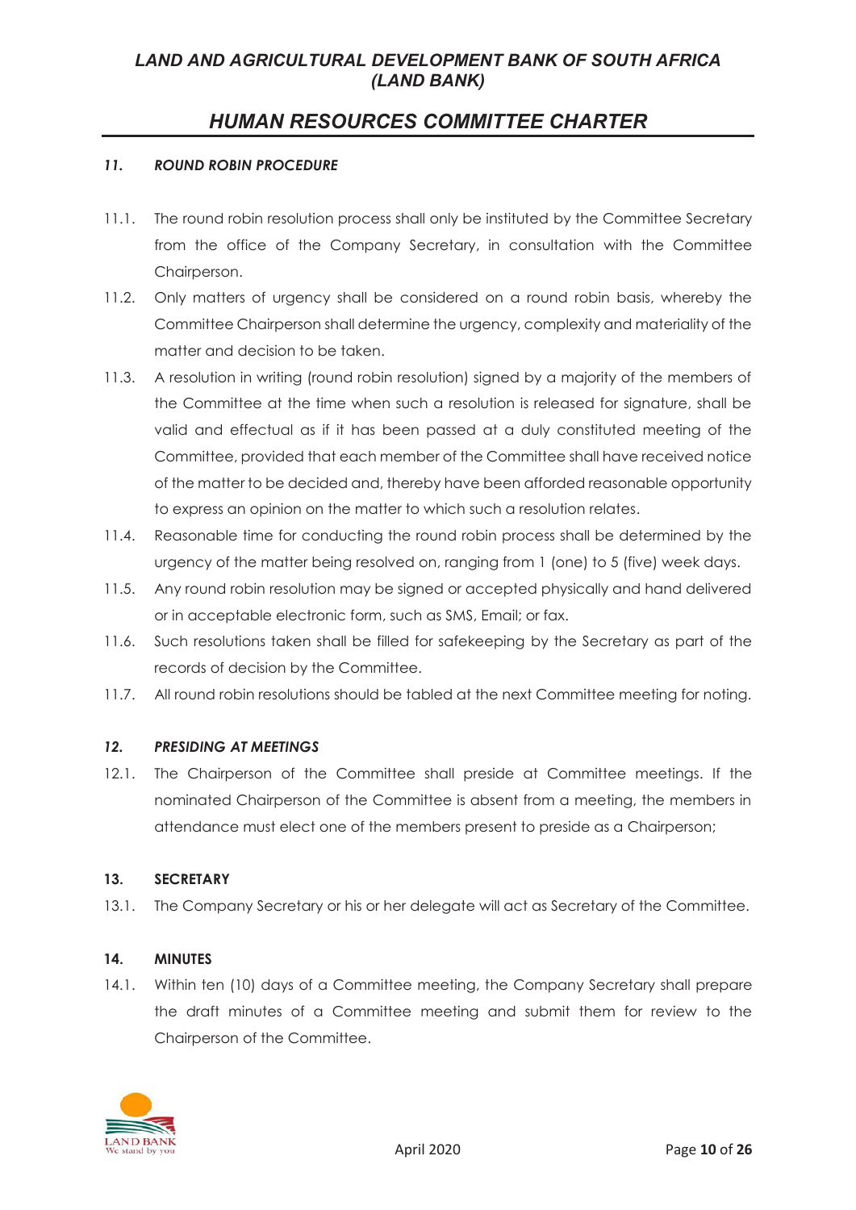### *11. ROUND ROBIN PROCEDURE*

11.1. The round robin resolution process shall only be instituted by the Committee Secretary from the office of the Company Secretary, in consultation with the Committee Chairperson.

11.2. Only matters of urgency shall be considered on a round robin basis, whereby the Committee Chairperson shall determine the urgency, complexity and materiality of the matter and decision to be taken.

11.3. A resolution in writing (round robin resolution) signed by a majority of the members of the Committee at the time when such a resolution is released for signature, shall be valid and effectual as if it has been passed at a duly constituted meeting of the Committee, provided that each member of the Committee shall have received notice of the matter to be decided and, thereby have been afforded reasonable opportunity to express an opinion on the matter to which such a resolution relates.

11.4. Reasonable time for conducting the round robin process shall be determined by the urgency of the matter being resolved on, ranging from 1 (one) to 5 (five) week days.

11.5. Any round robin resolution may be signed or accepted physically and hand delivered or in acceptable electronic form, such as SMS, Email; or fax.

11.6. Such resolutions taken shall be filled for safekeeping by the Secretary as part of the records of decision by the Committee.

11.7. All round robin resolutions should be tabled at the next Committee meeting for noting.

### *12. PRESIDING AT MEETINGS*

12.1. The Chairperson of the Committee shall preside at Committee meetings. If the nominated Chairperson of the Committee is absent from a meeting, the members in attendance must elect one of the members present to preside as a Chairperson;

### 13. SECRETARY

13.1. The Company Secretary or his or her delegate will act as Secretary of the Committee.

### 14. MINUTES

14.1. Within ten (10) days of a Committee meeting, the Company Secretary shall prepare the draft minutes of a Committee meeting and submit them for review to the Chairperson of the Committee.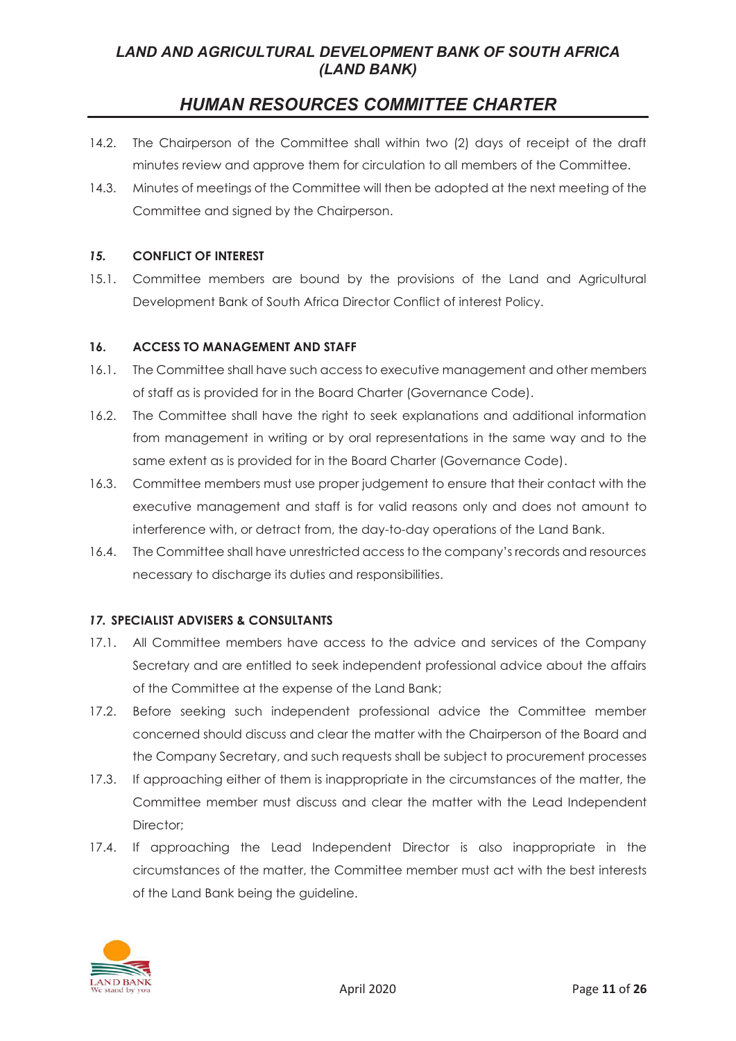14.2. The Chairperson of the Committee shall within two (2) days of receipt of the draft minutes review and approve them for circulation to all members of the Committee.

14.3. Minutes of meetings of the Committee will then be adopted at the next meeting of the Committee and signed by the Chairperson.

## *15.* CONFLICT OF INTEREST

15.1. Committee members are bound by the provisions of the Land and Agricultural Development Bank of South Africa Director Conflict of interest Policy.

## 16. ACCESS TO MANAGEMENT AND STAFF

16.1. The Committee shall have such access to executive management and other members of staff as is provided for in the Board Charter (Governance Code).

16.2. The Committee shall have the right to seek explanations and additional information from management in writing or by oral representations in the same way and to the same extent as is provided for in the Board Charter (Governance Code).

16.3. Committee members must use proper judgement to ensure that their contact with the executive management and staff is for valid reasons only and does not amount to interference with, or detract from, the day-to-day operations of the Land Bank.

16.4. The Committee shall have unrestricted access to the company's records and resources necessary to discharge its duties and responsibilities.

## *17.* SPECIALIST ADVISERS & CONSULTANTS

17.1. All Committee members have access to the advice and services of the Company Secretary and are entitled to seek independent professional advice about the affairs of the Committee at the expense of the Land Bank;

17.2. Before seeking such independent professional advice the Committee member concerned should discuss and clear the matter with the Chairperson of the Board and the Company Secretary, and such requests shall be subject to procurement processes

17.3. If approaching either of them is inappropriate in the circumstances of the matter, the Committee member must discuss and clear the matter with the Lead Independent Director;

17.4. If approaching the Lead Independent Director is also inappropriate in the circumstances of the matter, the Committee member must act with the best interests of the Land Bank being the guideline.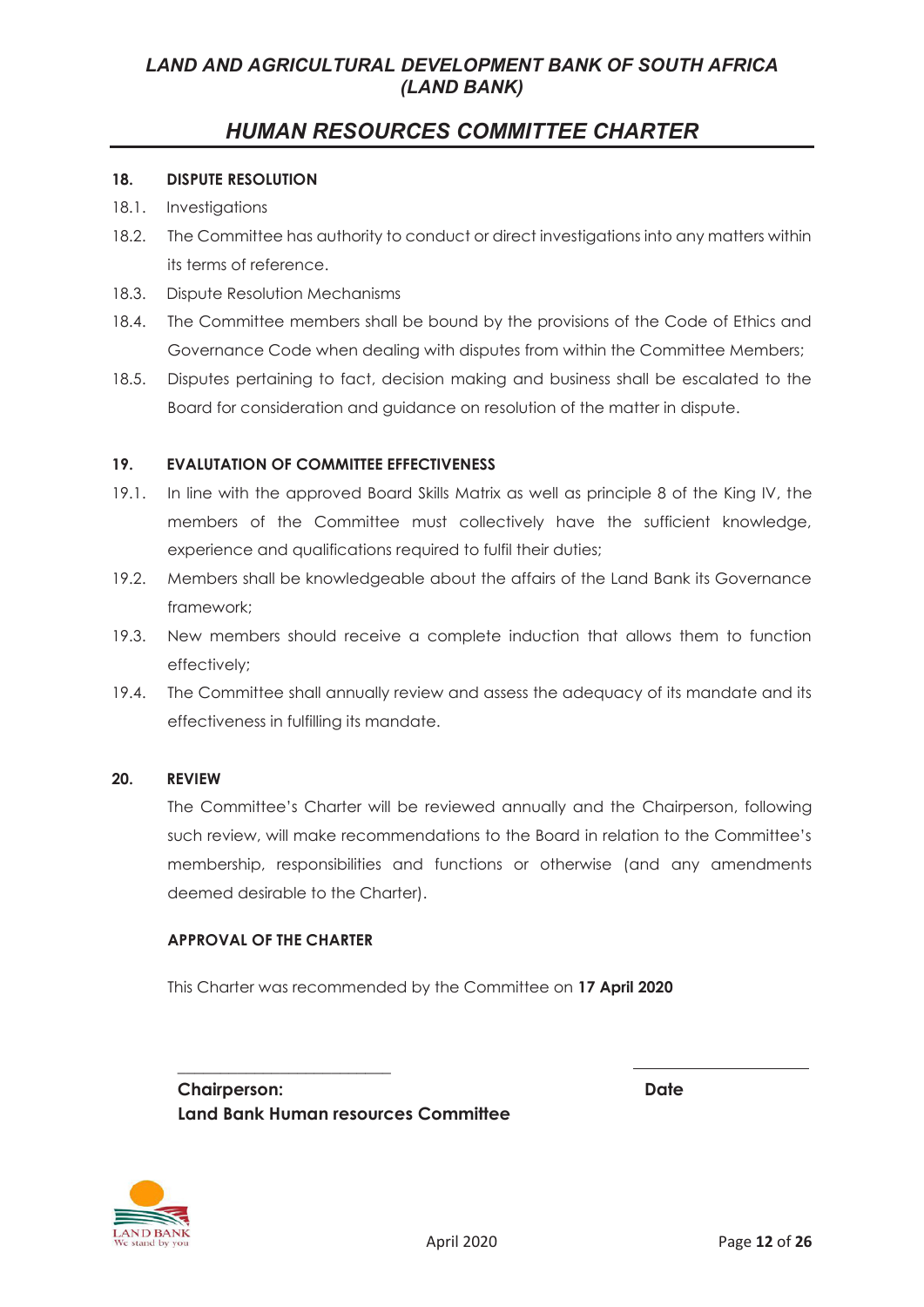## 18. DISPUTE RESOLUTION

18.1. Investigations

18.2. The Committee has authority to conduct or direct investigations into any matters within its terms of reference.

18.3. Dispute Resolution Mechanisms

18.4. The Committee members shall be bound by the provisions of the Code of Ethics and Governance Code when dealing with disputes from within the Committee Members;

18.5. Disputes pertaining to fact, decision making and business shall be escalated to the Board for consideration and guidance on resolution of the matter in dispute.

## 19. EVALUTATION OF COMMITTEE EFFECTIVENESS

19.1. In line with the approved Board Skills Matrix as well as principle 8 of the King IV, the members of the Committee must collectively have the sufficient knowledge, experience and qualifications required to fulfil their duties;

19.2. Members shall be knowledgeable about the affairs of the Land Bank its Governance framework;

19.3. New members should receive a complete induction that allows them to function effectively;

19.4. The Committee shall annually review and assess the adequacy of its mandate and its effectiveness in fulfilling its mandate.

## 20. REVIEW

The Committee's Charter will be reviewed annually and the Chairperson, following such review, will make recommendations to the Board in relation to the Committee's membership, responsibilities and functions or otherwise (and any amendments deemed desirable to the Charter).

**APPROVAL OF THE CHARTER**

This Charter was recommended by the Committee on **17 April 2020**

______________________________ ______________________

**Chairperson:** **Date**
**Land Bank Human resources Committee**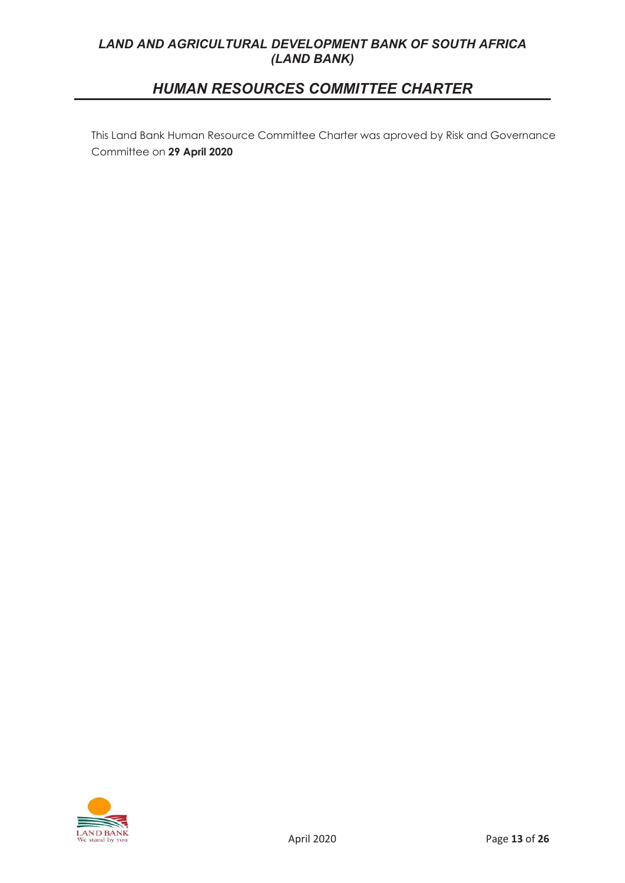This Land Bank Human Resource Committee Charter was aproved by Risk and Governance Committee on **29 April 2020**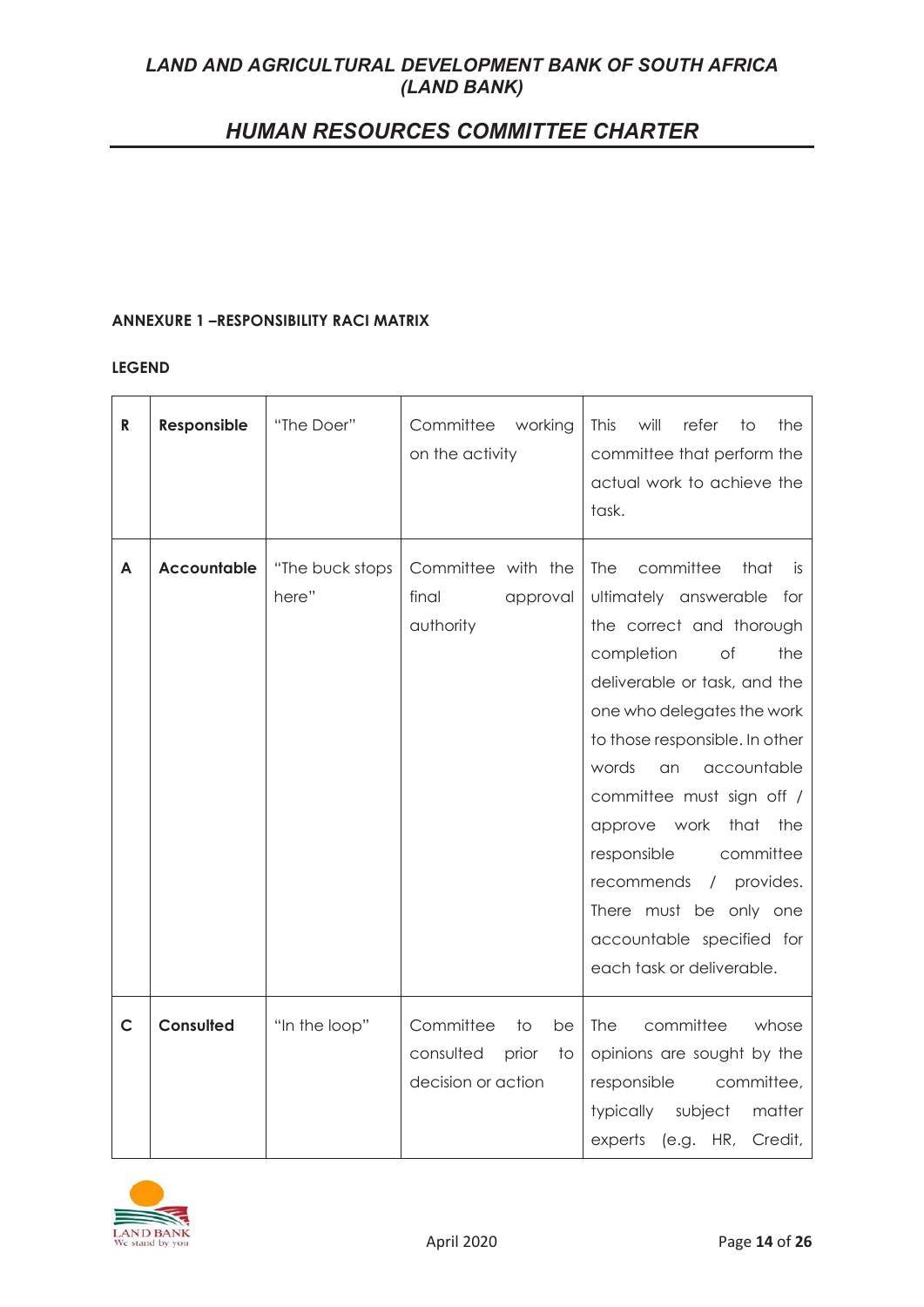**ANNEXURE 1 –RESPONSIBILITY RACI MATRIX**

**LEGEND**

| | | | | |
|---|---|---|---|---|
| **R** | **Responsible** | "The Doer" | Committee working on the activity | This will refer to the committee that perform the actual work to achieve the task. |
| **A** | **Accountable** | "The buck stops here" | Committee with the final approval authority | The committee that is ultimately answerable for the correct and thorough completion of the deliverable or task, and the one who delegates the work to those responsible. In other words an accountable committee must sign off / approve work that the responsible committee recommends / provides. There must be only one accountable specified for each task or deliverable. |
| **C** | **Consulted** | "In the loop" | Committee to be consulted prior to decision or action | The committee whose opinions are sought by the responsible committee, typically subject matter experts (e.g. HR, Credit, |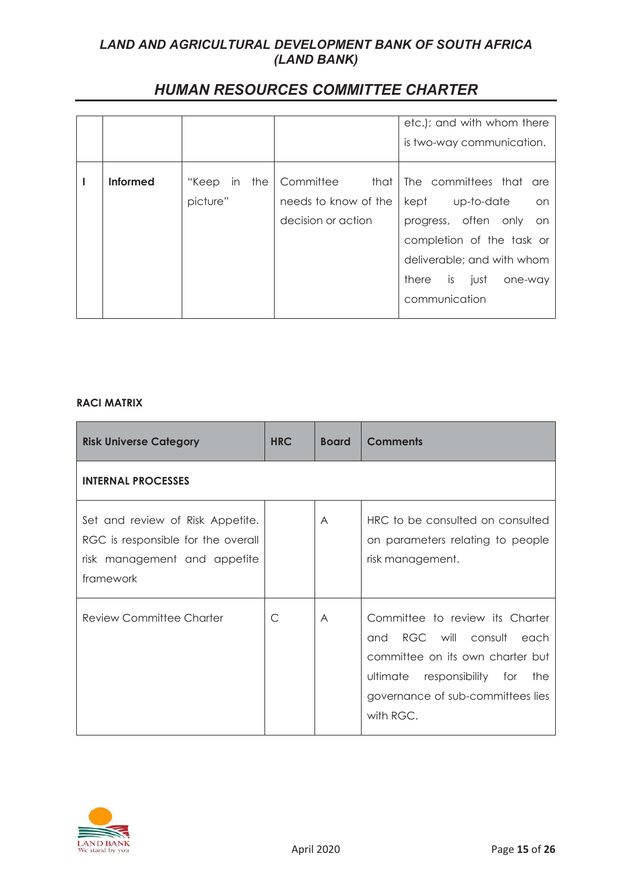|  |  |  |  | etc.); and with whom there is two-way communication. |
|---|---|---|---|---|
| I | **Informed** | "Keep in the picture" | Committee that needs to know of the decision or action | The committees that are kept up-to-date on progress, often only on completion of the task or deliverable; and with whom there is just one-way communication |

**RACI MATRIX**

| Risk Universe Category | HRC | Board | Comments |
|---|---|---|---|
| **INTERNAL PROCESSES** | | | |
| Set and review of Risk Appetite. RGC is responsible for the overall risk management and appetite framework | | A | HRC to be consulted on consulted on parameters relating to people risk management. |
| Review Committee Charter | C | A | Committee to review its Charter and RGC will consult each committee on its own charter but the ultimate responsibility for the governance of sub-committees lies with RGC. |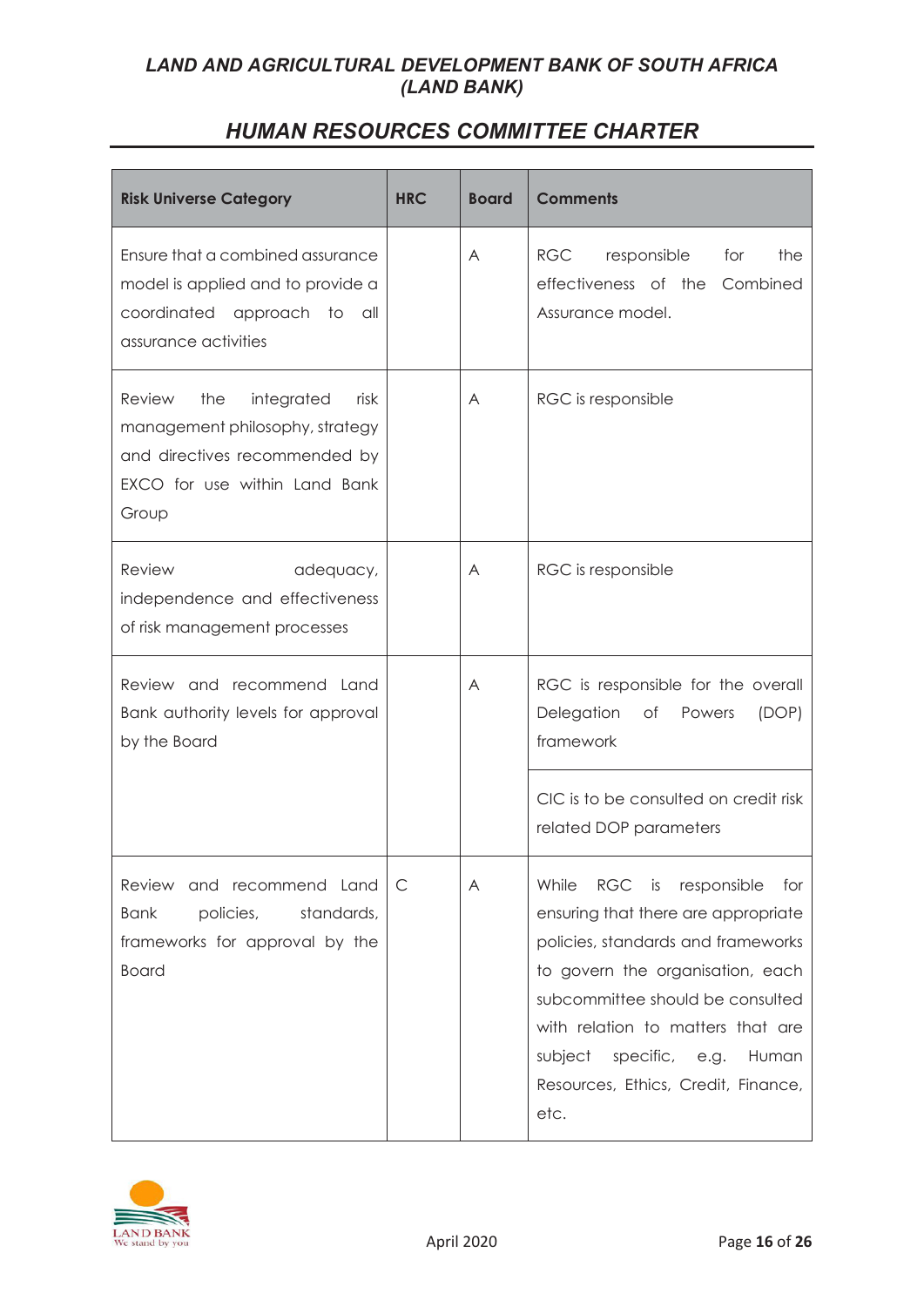| Risk Universe Category | HRC | Board | Comments |
|---|---|---|---|
| Ensure that a combined assurance model is applied and to provide a coordinated approach to all assurance activities | | A | RGC responsible for the effectiveness of the Combined Assurance model. |
| Review the integrated risk management philosophy, strategy and directives recommended by EXCO for use within Land Bank Group | | A | RGC is responsible |
| Review adequacy, independence and effectiveness of risk management processes | | A | RGC is responsible |
| Review and recommend Land Bank authority levels for approval by the Board | | A | RGC is responsible for the overall Delegation of Powers (DOP) framework |
| | | | CIC is to be consulted on credit risk related DOP parameters |
| Review and recommend Land Bank policies, standards, frameworks for approval by the Board | C | A | While RGC is responsible for ensuring that there are appropriate policies, standards and frameworks to govern the organisation, each subcommittee should be consulted with relation to matters that are subject specific, e.g. Human Resources, Ethics, Credit, Finance, etc. |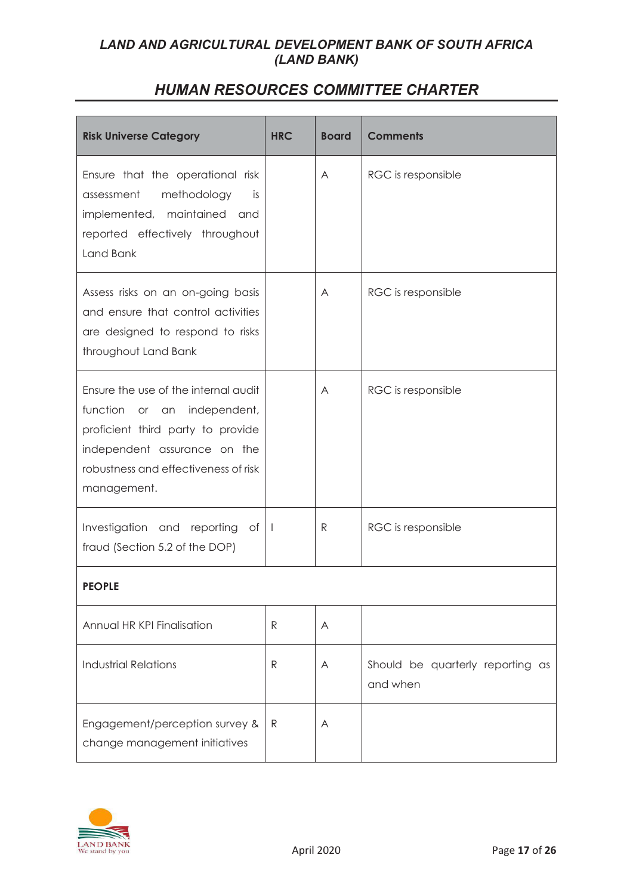| Risk Universe Category | HRC | Board | Comments |
|---|---|---|---|
| Ensure that the operational risk assessment methodology is implemented, maintained and reported effectively throughout Land Bank | | A | RGC is responsible |
| Assess risks on an on-going basis and ensure that control activities are designed to respond to risks throughout Land Bank | | A | RGC is responsible |
| Ensure the use of the internal audit function or an independent, proficient third party to provide independent assurance on the robustness and effectiveness of risk management. | | A | RGC is responsible |
| Investigation and reporting of fraud (Section 5.2 of the DOP) | I | R | RGC is responsible |
| **PEOPLE** | | | |
| Annual HR KPI Finalisation | R | A | |
| Industrial Relations | R | A | Should be quarterly reporting as and when |
| Engagement/perception survey & change management initiatives | R | A | |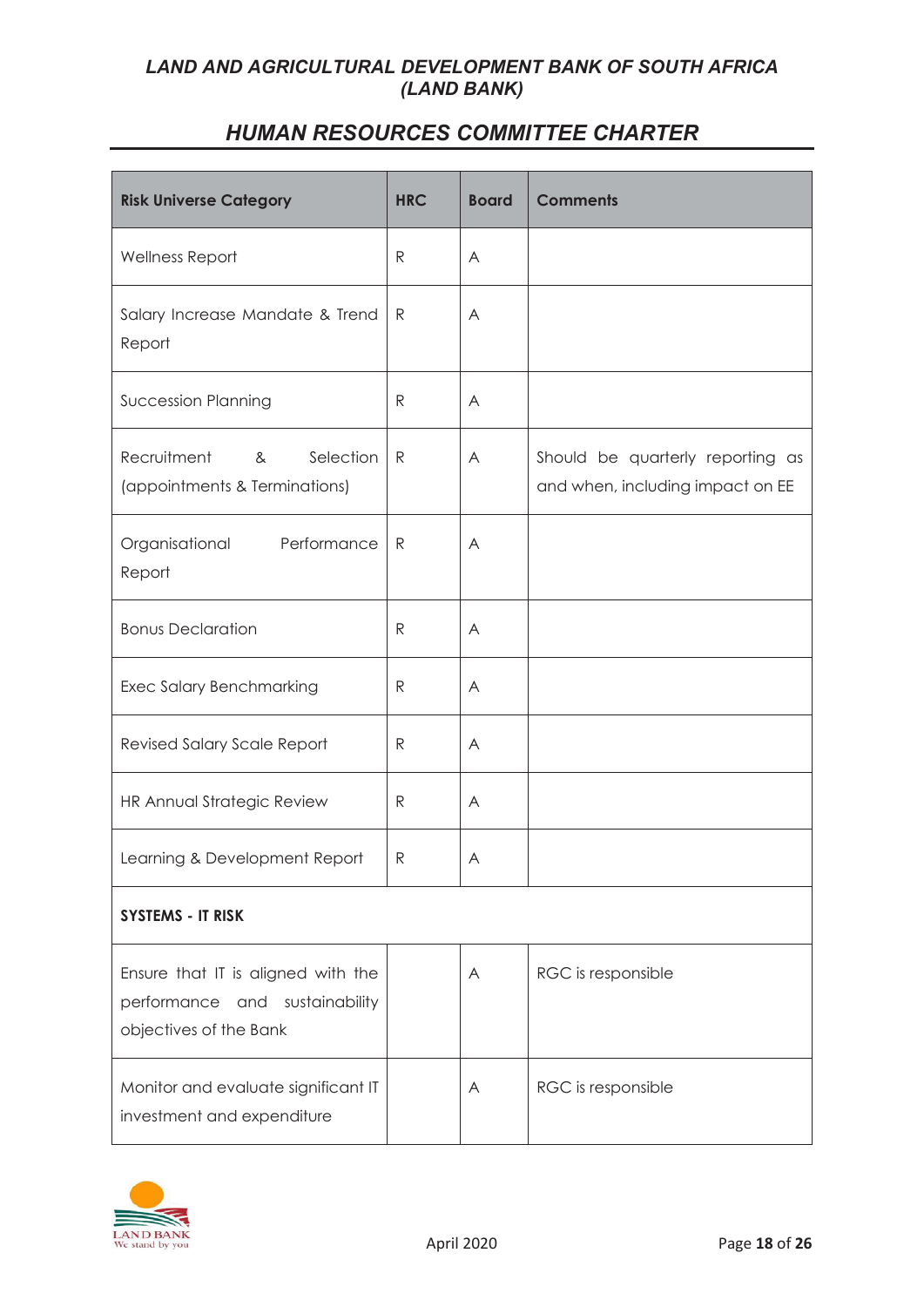| Risk Universe Category | HRC | Board | Comments |
|---|---|---|---|
| Wellness Report | R | A | |
| Salary Increase Mandate & Trend Report | R | A | |
| Succession Planning | R | A | |
| Recruitment & Selection (appointments & Terminations) | R | A | Should be quarterly reporting as and when, including impact on EE |
| Organisational Performance Report | R | A | |
| Bonus Declaration | R | A | |
| Exec Salary Benchmarking | R | A | |
| Revised Salary Scale Report | R | A | |
| HR Annual Strategic Review | R | A | |
| Learning & Development Report | R | A | |
| **SYSTEMS - IT RISK** | | | |
| Ensure that IT is aligned with the performance and sustainability objectives of the Bank | | A | RGC is responsible |
| Monitor and evaluate significant IT investment and expenditure | | A | RGC is responsible |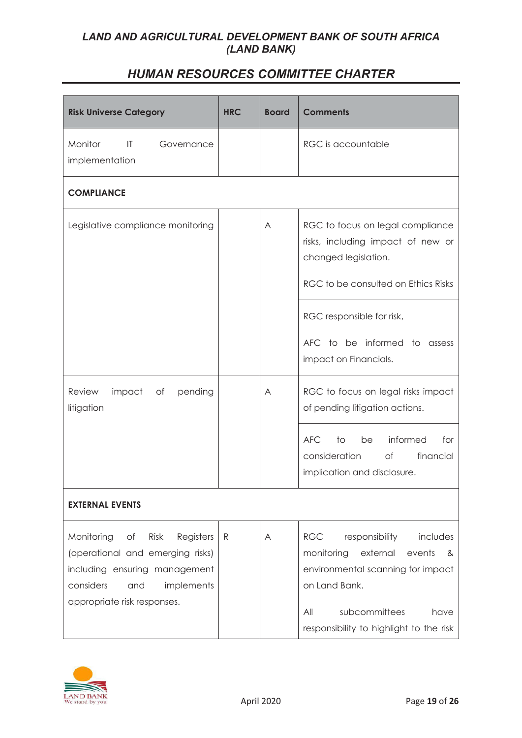| Risk Universe Category | HRC | Board | Comments |
|---|---|---|---|
| Monitor IT Governance implementation | | | RGC is accountable |
| **COMPLIANCE** | | | |
| Legislative compliance monitoring | | A | RGC to focus on legal compliance risks, including impact of new or changed legislation.<br><br>RGC to be consulted on Ethics Risks |
| | | | RGC responsible for risk,<br><br>AFC to be informed to assess impact on Financials. |
| Review impact of pending litigation | | A | RGC to focus on legal risks impact of pending litigation actions. |
| | | | AFC to be informed for consideration of financial implication and disclosure. |
| **EXTERNAL EVENTS** | | | |
| Monitoring of Risk Registers (operational and emerging risks) including ensuring management considers and implements appropriate risk responses. | R | A | RGC responsibility includes monitoring external events & environmental scanning for impact on Land Bank.<br><br>All subcommittees have responsibility to highlight to the risk |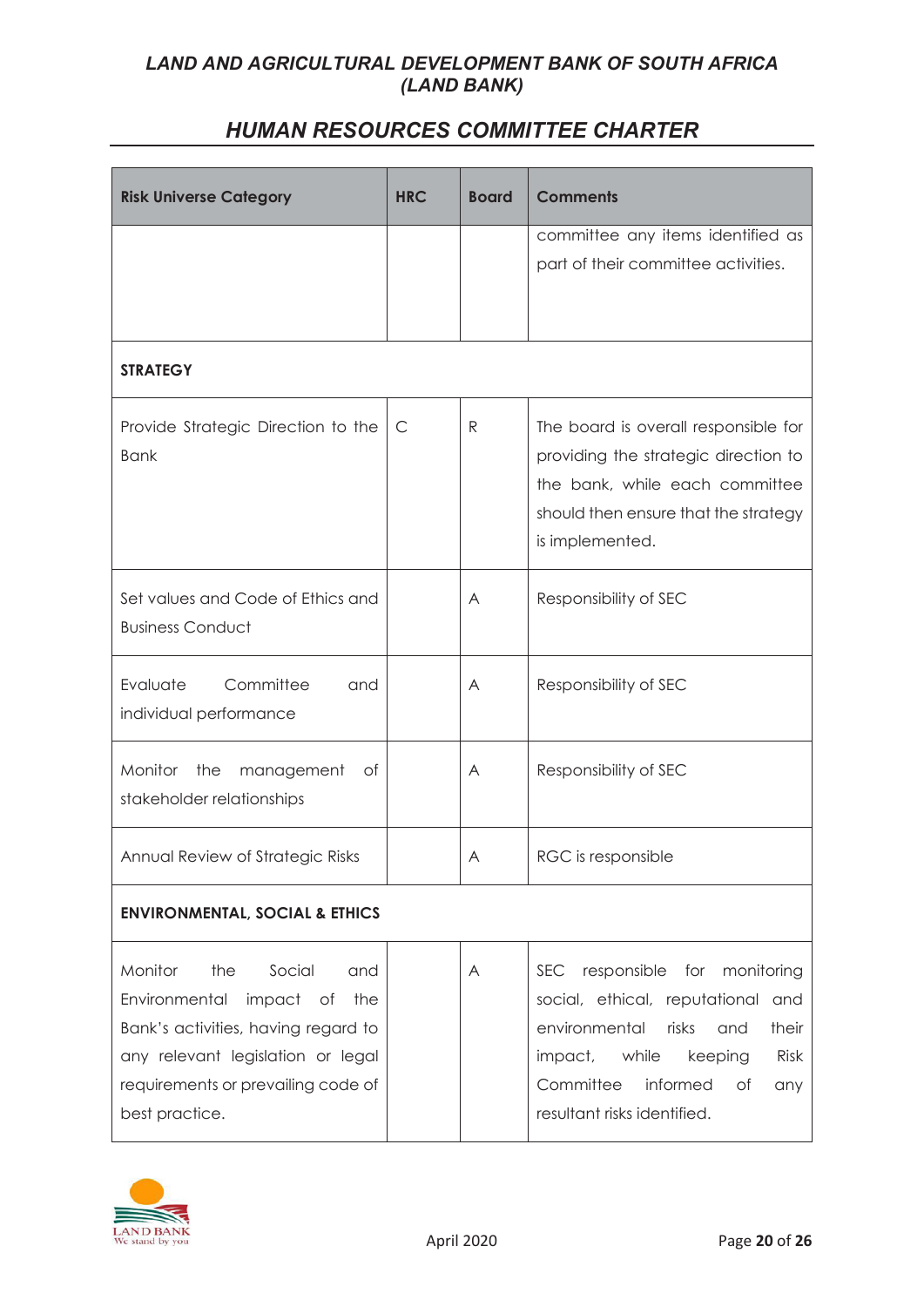| Risk Universe Category | HRC | Board | Comments |
|---|---|---|---|
| | | | committee any items identified as part of their committee activities. |
| **STRATEGY** | | | |
| Provide Strategic Direction to the Bank | C | R | The board is overall responsible for providing the strategic direction to the bank, while each committee should then ensure that the strategy is implemented. |
| Set values and Code of Ethics and Business Conduct | | A | Responsibility of SEC |
| Evaluate Committee and individual performance | | A | Responsibility of SEC |
| Monitor the management of stakeholder relationships | | A | Responsibility of SEC |
| Annual Review of Strategic Risks | | A | RGC is responsible |
| **ENVIRONMENTAL, SOCIAL & ETHICS** | | | |
| Monitor the Social and Environmental impact of the Bank's activities, having regard to any relevant legislation or legal requirements or prevailing code of best practice. | | A | SEC responsible for monitoring social, ethical, reputational and environmental risks and their impact, while keeping Risk Committee informed of any resultant risks identified. |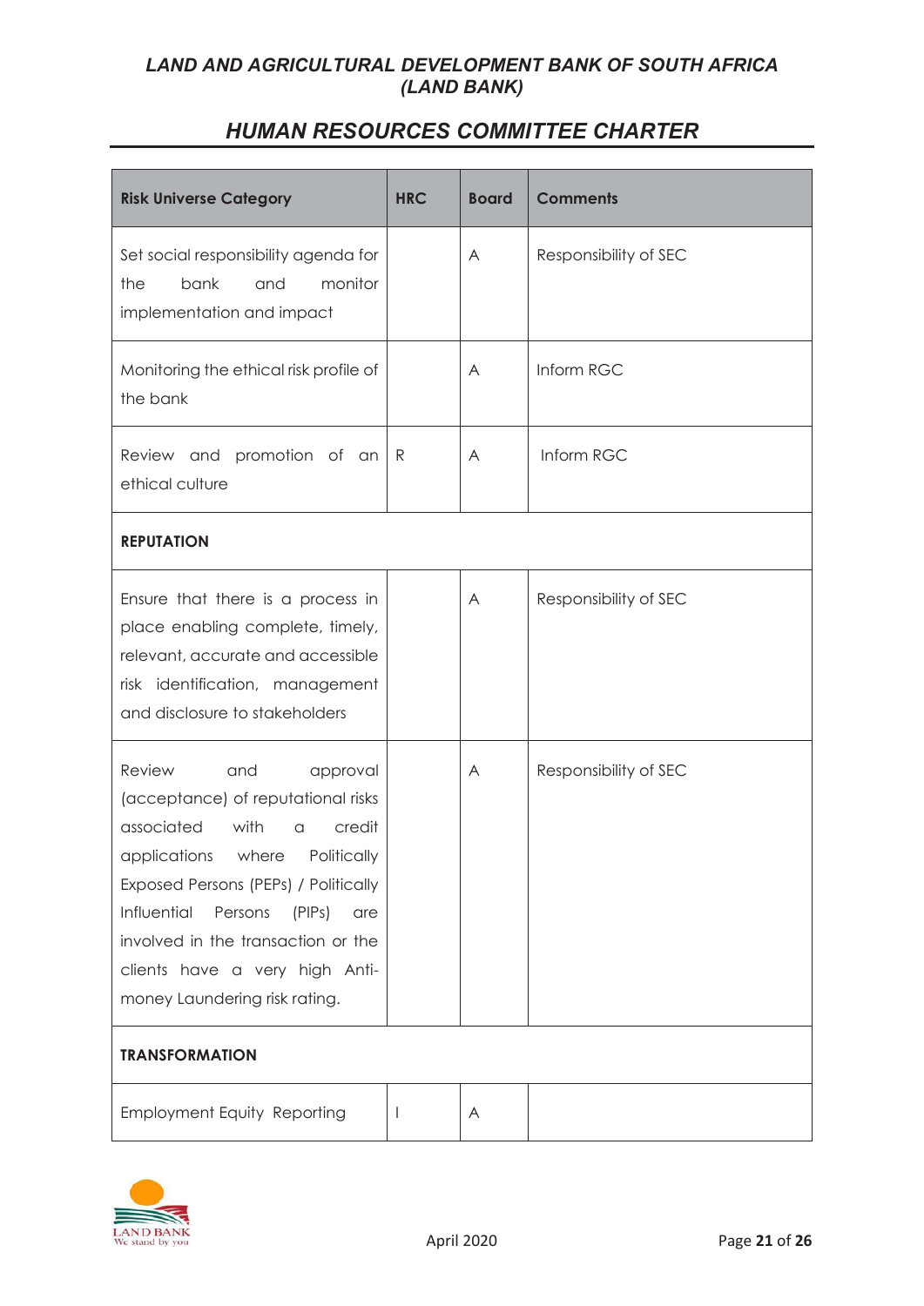| Risk Universe Category | HRC | Board | Comments |
|---|---|---|---|
| Set social responsibility agenda for the bank and monitor implementation and impact | | A | Responsibility of SEC |
| Monitoring the ethical risk profile of the bank | | A | Inform RGC |
| Review and promotion of an ethical culture | R | A | Inform RGC |
| **REPUTATION** | | | |
| Ensure that there is a process in place enabling complete, timely, relevant, accurate and accessible risk identification, management and disclosure to stakeholders | | A | Responsibility of SEC |
| Review and approval (acceptance) of reputational risks associated with a credit applications where Politically Exposed Persons (PEPs) / Politically Influential Persons (PIPs) are involved in the transaction or the clients have a very high Anti-money Laundering risk rating. | | A | Responsibility of SEC |
| **TRANSFORMATION** | | | |
| Employment Equity Reporting | I | A | |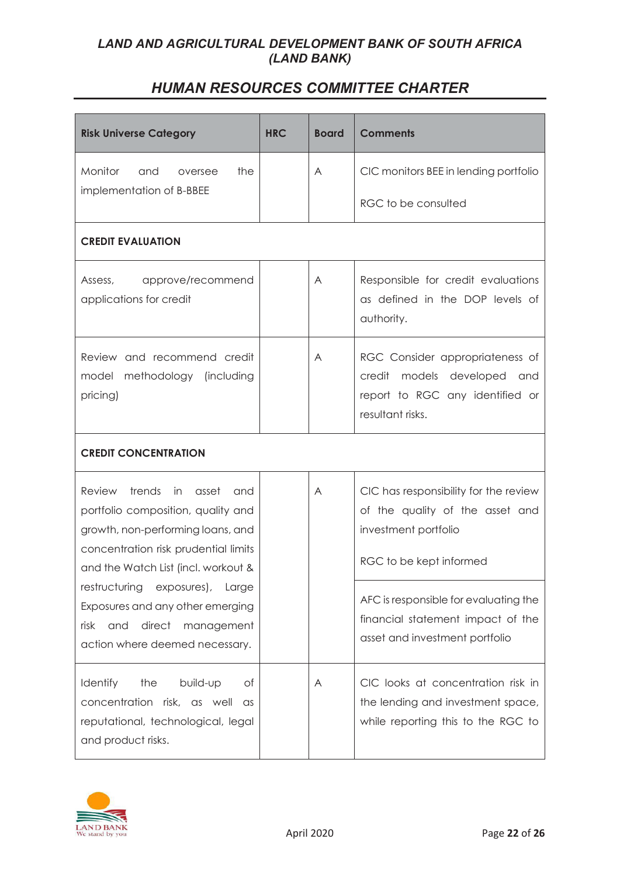| Risk Universe Category | HRC | Board | Comments |
|---|---|---|---|
| Monitor and oversee the implementation of B-BBEE | | A | CIC monitors BEE in lending portfolio<br><br>RGC to be consulted |
| **CREDIT EVALUATION** | | | |
| Assess, approve/recommend applications for credit | | A | Responsible for credit evaluations as defined in the DOP levels of authority. |
| Review and recommend credit model methodology (including pricing) | | A | RGC Consider appropriateness of credit models developed and report to RGC any identified or resultant risks. |
| **CREDIT CONCENTRATION** | | | |
| Review trends in asset and portfolio composition, quality and growth, non-performing loans, and concentration risk prudential limits and the Watch List (incl. workout & restructuring exposures), Large Exposures and any other emerging risk and direct management action where deemed necessary. | | A | CIC has responsibility for the review of the quality of the asset and investment portfolio<br><br>RGC to be kept informed<br><br>AFC is responsible for evaluating the financial statement impact of the asset and investment portfolio |
| Identify the build-up of concentration risk, as well as reputational, technological, legal and product risks. | | A | CIC looks at concentration risk in the lending and investment space, while reporting this to the RGC to |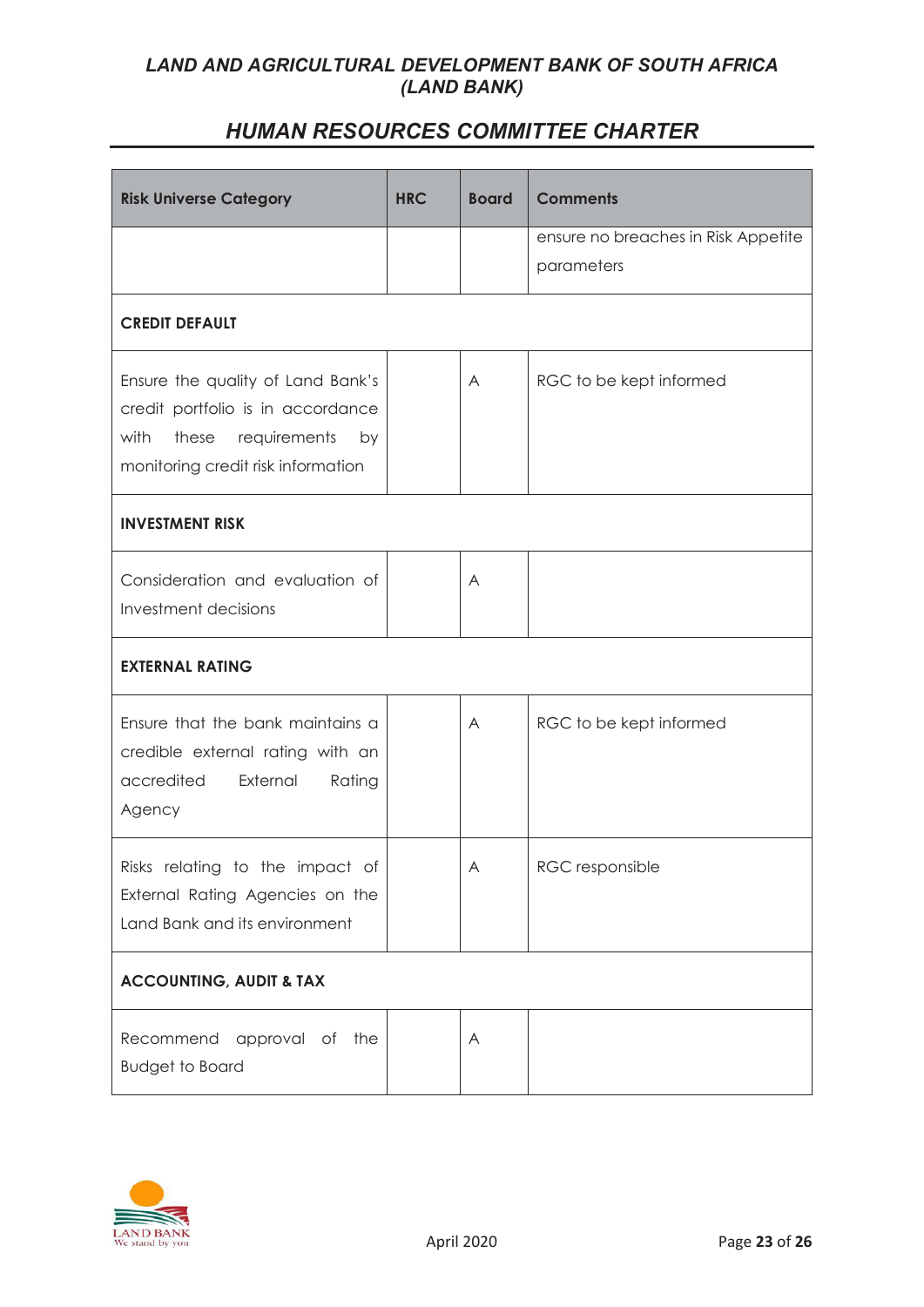| Risk Universe Category | HRC | Board | Comments |
|---|---|---|---|
| | | | ensure no breaches in Risk Appetite parameters |
| **CREDIT DEFAULT** | | | |
| Ensure the quality of Land Bank's credit portfolio is in accordance with these requirements by monitoring credit risk information | | A | RGC to be kept informed |
| **INVESTMENT RISK** | | | |
| Consideration and evaluation of Investment decisions | | A | |
| **EXTERNAL RATING** | | | |
| Ensure that the bank maintains a credible external rating with an accredited External Rating Agency | | A | RGC to be kept informed |
| Risks relating to the impact of External Rating Agencies on the Land Bank and its environment | | A | RGC responsible |
| **ACCOUNTING, AUDIT & TAX** | | | |
| Recommend approval of the Budget to Board | | A | |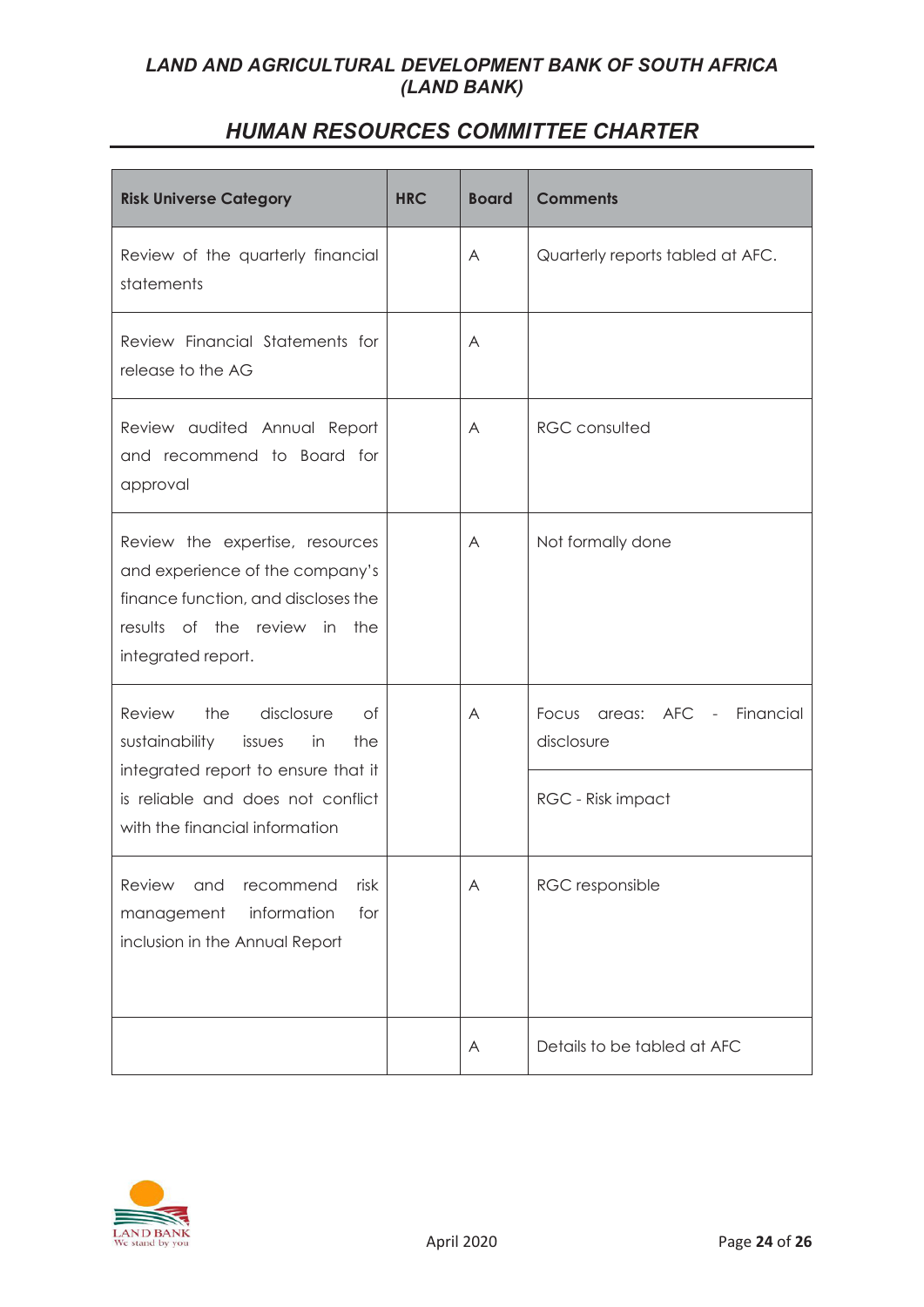| Risk Universe Category | HRC | Board | Comments |
|---|---|---|---|
| Review of the quarterly financial statements | | A | Quarterly reports tabled at AFC. |
| Review Financial Statements for release to the AG | | A | |
| Review audited Annual Report and recommend to Board for approval | | A | RGC consulted |
| Review the expertise, resources and experience of the company's finance function, and discloses the results of the review in the integrated report. | | A | Not formally done |
| Review the disclosure of sustainability issues in the integrated report to ensure that it is reliable and does not conflict with the financial information | | A | Focus areas: AFC - Financial disclosure<br>RGC - Risk impact |
| Review and recommend risk management information for inclusion in the Annual Report | | A | RGC responsible |
| | | A | Details to be tabled at AFC |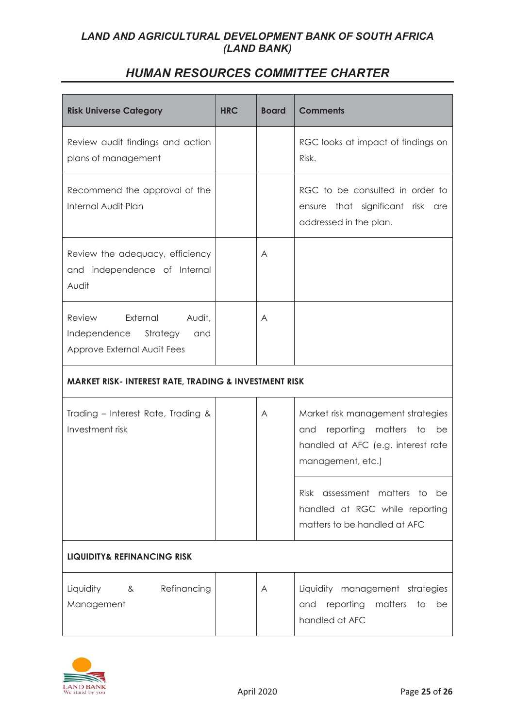| Risk Universe Category | HRC | Board | Comments |
|---|---|---|---|
| Review audit findings and action plans of management | | | RGC looks at impact of findings on Risk. |
| Recommend the approval of the Internal Audit Plan | | | RGC to be consulted in order to ensure that significant risk are addressed in the plan. |
| Review the adequacy, efficiency and independence of Internal Audit | | A | |
| Review External Audit, Independence Strategy and Approve External Audit Fees | | A | |
| **MARKET RISK- INTEREST RATE, TRADING & INVESTMENT RISK** | | | |
| Trading – Interest Rate, Trading & Investment risk | | A | Market risk management strategies and reporting matters to be handled at AFC (e.g. interest rate management, etc.) |
| | | | Risk assessment matters to be handled at RGC while reporting matters to be handled at AFC |
| **LIQUIDITY& REFINANCING RISK** | | | |
| Liquidity & Refinancing Management | | A | Liquidity management strategies and reporting matters to be handled at AFC |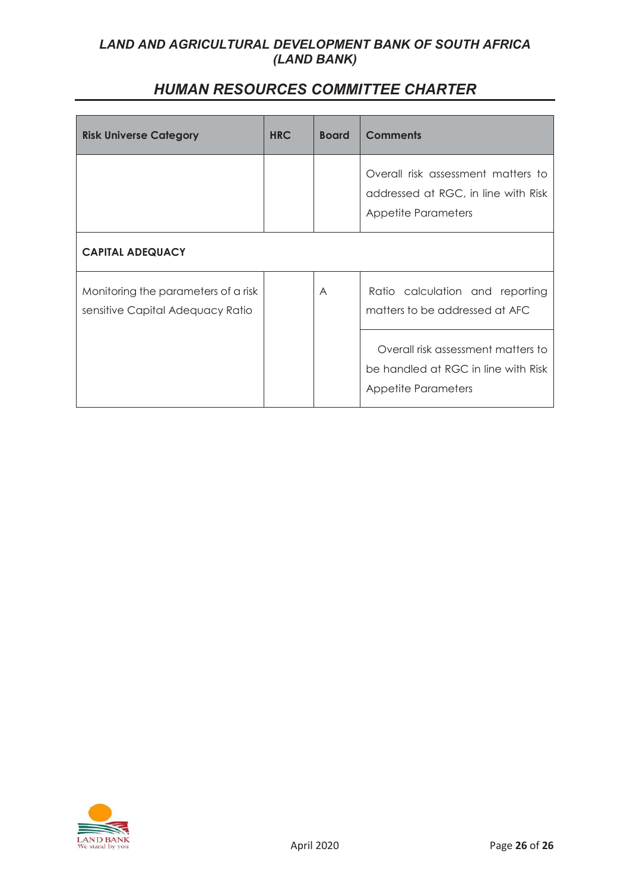| Risk Universe Category | HRC | Board | Comments |
| --- | --- | --- | --- |
| | | | Overall risk assessment matters to addressed at RGC, in line with Risk Appetite Parameters |
| **CAPITAL ADEQUACY** | | | |
| Monitoring the parameters of a risk sensitive Capital Adequacy Ratio | | A | Ratio calculation and reporting matters to be addressed at AFC |
| | | | Overall risk assessment matters to be handled at RGC in line with Risk Appetite Parameters |